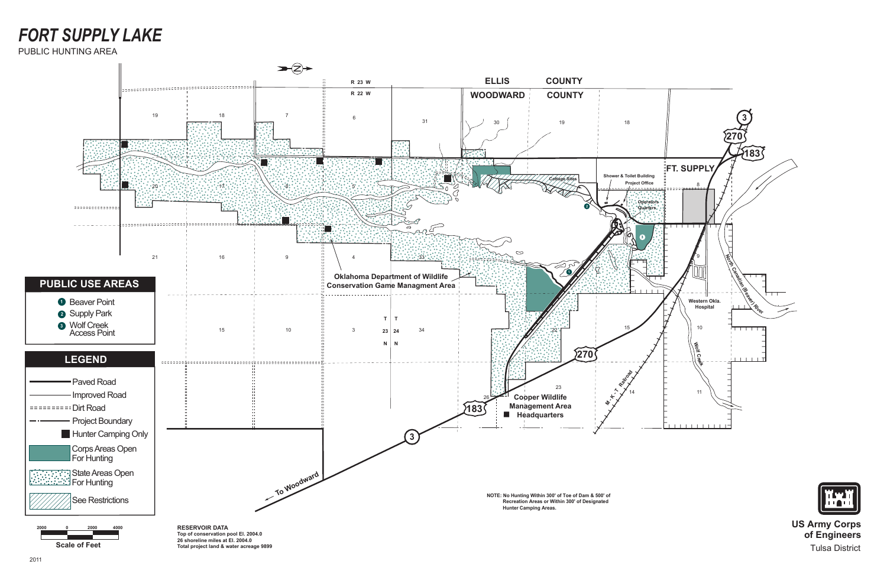# FORT SUPPLY LAKE

PUBLIC HUNTING AREA

R 23 W
R 22 W

ELLIS COUNTY
WOODWARD COUNTY

FT. SUPPLY

Cottage Sites

Shower & Toilet Building

Project Office

Operators Quarters

Oklahoma Department of Wildlife Conservation Game Managment Area

Western Okla. Hospital

North Canadian (Beaver) River

Wolf Creek

M-K-T Railroad

Cooper Wildlife Management Area Headquarters

T 23 N
T 24 N

To Woodward

## PUBLIC USE AREAS

1. Beaver Point
2. Supply Park
3. Wolf Creek Access Point

## LEGEND

- Paved Road
- Improved Road
- Dirt Road
- Project Boundary
- Hunter Camping Only
- Corps Areas Open For Hunting
- State Areas Open For Hunting
- See Restrictions

Scale of Feet: 2000 0 2000 4000

**RESERVOIR DATA**
**Top of conservation pool El. 2004.0**
**26 shoreline miles at El. 2004.0**
**Total project land & water acreage 9899**

**NOTE: No Hunting Within 300' of Toe of Dam & 500' of Recreation Areas or Within 300' of Designated Hunter Camping Areas.**

**US Army Corps of Engineers**
Tulsa District

2011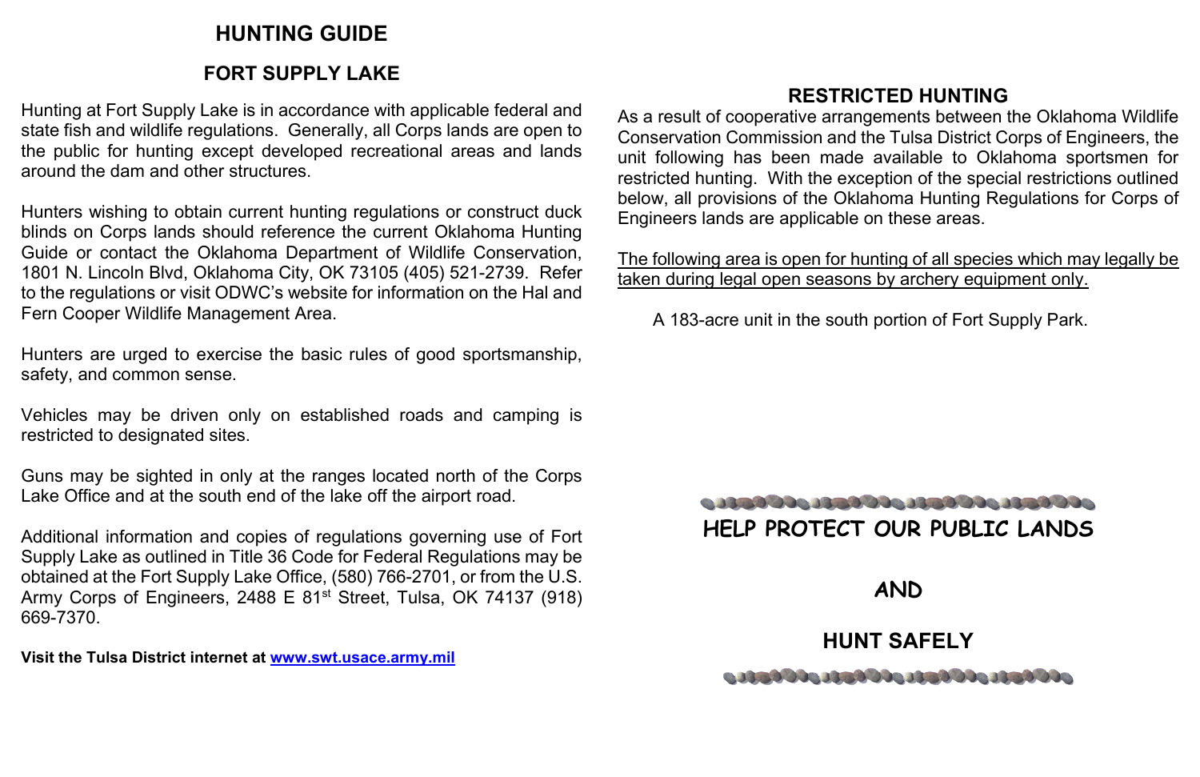# HUNTING GUIDE

## FORT SUPPLY LAKE

Hunting at Fort Supply Lake is in accordance with applicable federal and state fish and wildlife regulations. Generally, all Corps lands are open to the public for hunting except developed recreational areas and lands around the dam and other structures.

Hunters wishing to obtain current hunting regulations or construct duck blinds on Corps lands should reference the current Oklahoma Hunting Guide or contact the Oklahoma Department of Wildlife Conservation, 1801 N. Lincoln Blvd, Oklahoma City, OK 73105 (405) 521-2739. Refer to the regulations or visit ODWC's website for information on the Hal and Fern Cooper Wildlife Management Area.

Hunters are urged to exercise the basic rules of good sportsmanship, safety, and common sense.

Vehicles may be driven only on established roads and camping is restricted to designated sites.

Guns may be sighted in only at the ranges located north of the Corps Lake Office and at the south end of the lake off the airport road.

Additional information and copies of regulations governing use of Fort Supply Lake as outlined in Title 36 Code for Federal Regulations may be obtained at the Fort Supply Lake Office, (580) 766-2701, or from the U.S. Army Corps of Engineers, 2488 E 81st Street, Tulsa, OK 74137 (918) 669-7370.

**Visit the Tulsa District internet at www.swt.usace.army.mil**

## RESTRICTED HUNTING

As a result of cooperative arrangements between the Oklahoma Wildlife Conservation Commission and the Tulsa District Corps of Engineers, the unit following has been made available to Oklahoma sportsmen for restricted hunting. With the exception of the special restrictions outlined below, all provisions of the Oklahoma Hunting Regulations for Corps of Engineers lands are applicable on these areas.

The following area is open for hunting of all species which may legally be taken during legal open seasons by archery equipment only.

A 183-acre unit in the south portion of Fort Supply Park.

**HELP PROTECT OUR PUBLIC LANDS**

**AND**

**HUNT SAFELY**